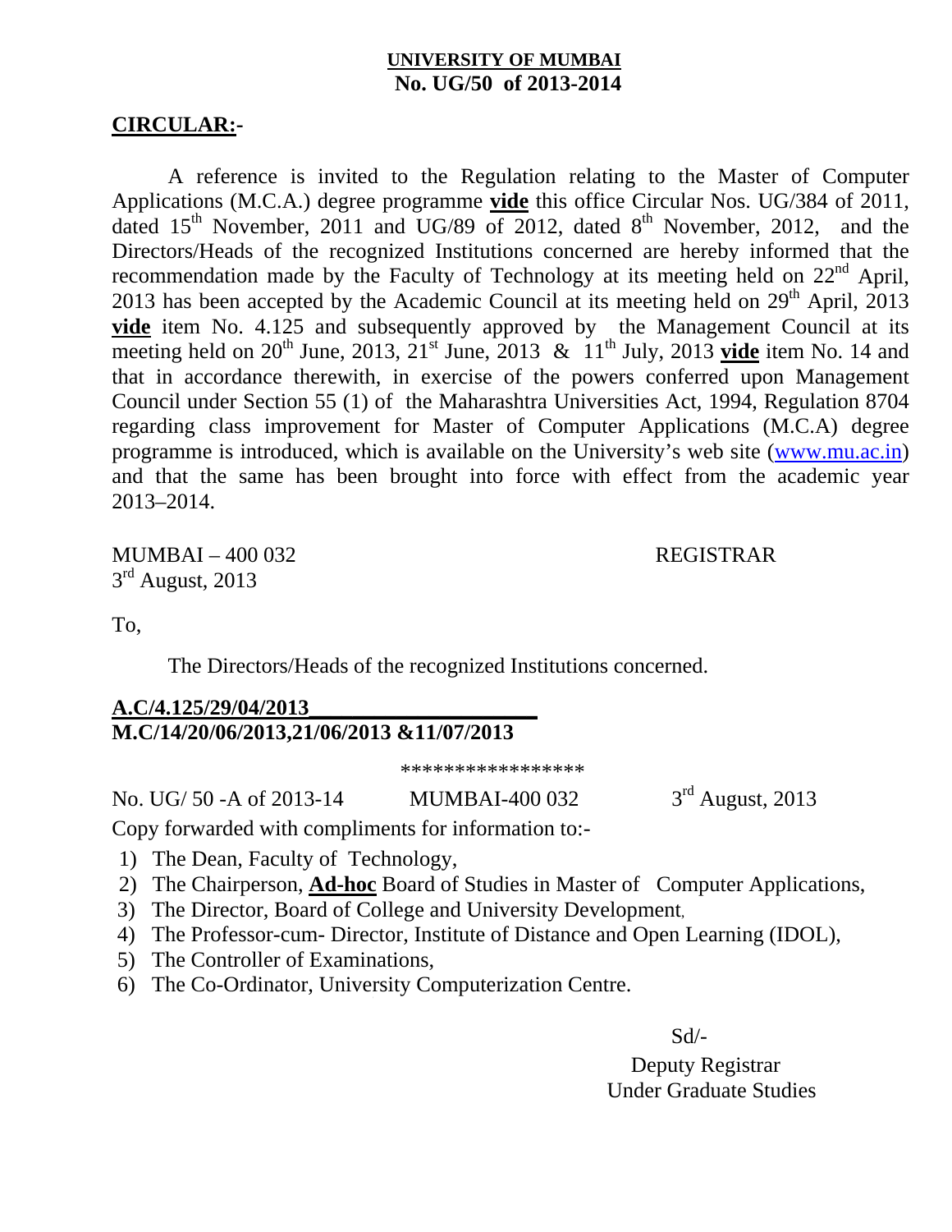**UNIVERSITY OF MUMBAI**
**No. UG/50 of 2013-2014**

**CIRCULAR:-**

A reference is invited to the Regulation relating to the Master of Computer Applications (M.C.A.) degree programme **vide** this office Circular Nos. UG/384 of 2011, dated 15th November, 2011 and UG/89 of 2012, dated 8th November, 2012, and the Directors/Heads of the recognized Institutions concerned are hereby informed that the recommendation made by the Faculty of Technology at its meeting held on 22nd April, 2013 has been accepted by the Academic Council at its meeting held on 29th April, 2013 **vide** item No. 4.125 and subsequently approved by the Management Council at its meeting held on 20th June, 2013, 21st June, 2013 & 11th July, 2013 **vide** item No. 14 and that in accordance therewith, in exercise of the powers conferred upon Management Council under Section 55 (1) of the Maharashtra Universities Act, 1994, Regulation 8704 regarding class improvement for Master of Computer Applications (M.C.A) degree programme is introduced, which is available on the University's web site (www.mu.ac.in) and that the same has been brought into force with effect from the academic year 2013–2014.

MUMBAI – 400 032
3rd August, 2013

REGISTRAR

To,

The Directors/Heads of the recognized Institutions concerned.

**A.C/4.125/29/04/2013**
**M.C/14/20/06/2013,21/06/2013 &11/07/2013**

*****************

No. UG/ 50 -A of 2013-14 MUMBAI-400 032 3rd August, 2013

Copy forwarded with compliments for information to:-

1) The Dean, Faculty of Technology,
2) The Chairperson, **Ad-hoc** Board of Studies in Master of Computer Applications,
3) The Director, Board of College and University Development,
4) The Professor-cum- Director, Institute of Distance and Open Learning (IDOL),
5) The Controller of Examinations,
6) The Co-Ordinator, University Computerization Centre.

Sd/-
Deputy Registrar
Under Graduate Studies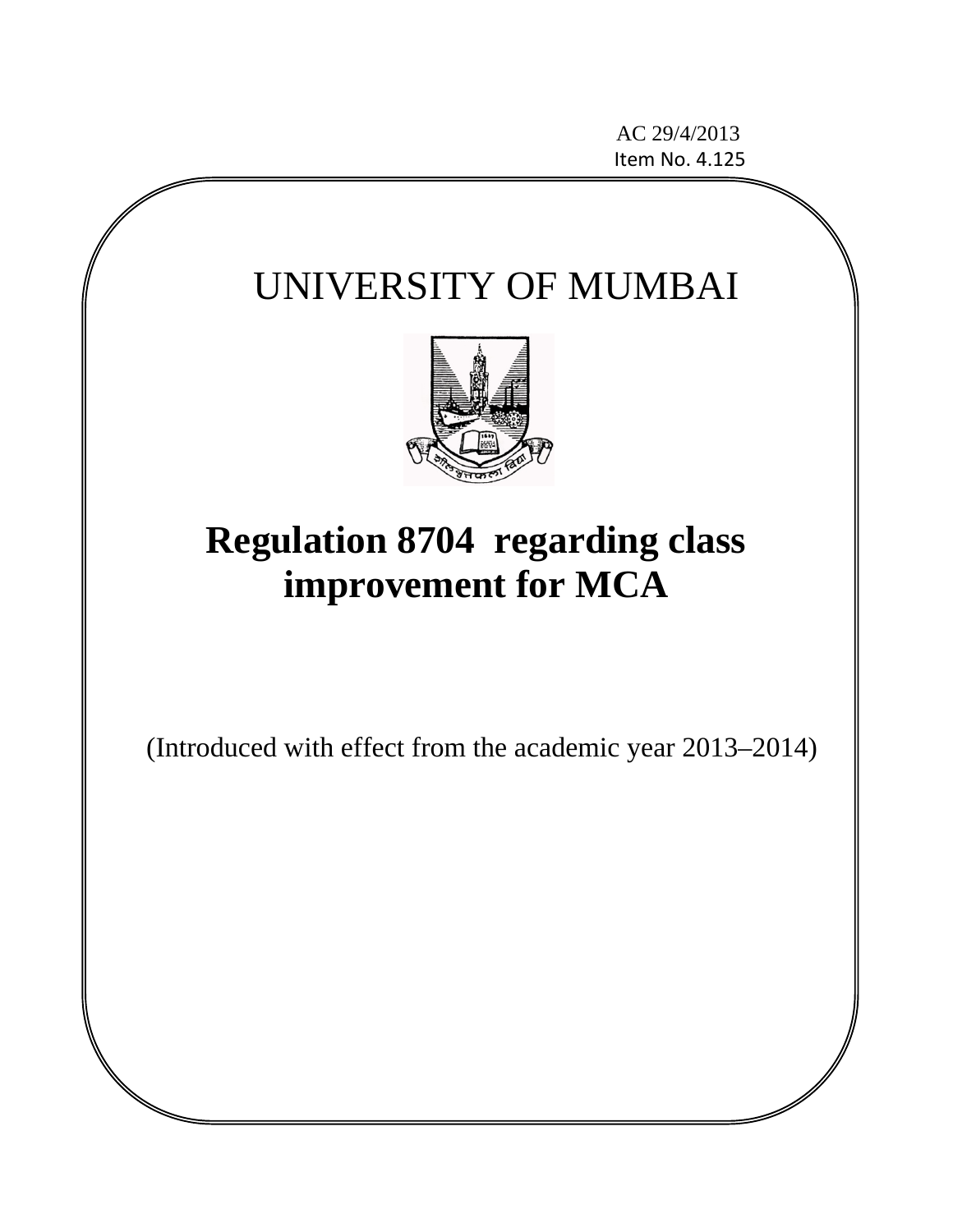AC 29/4/2013
Item No. 4.125

# UNIVERSITY OF MUMBAI

# Regulation 8704 regarding class improvement for MCA

(Introduced with effect from the academic year 2013–2014)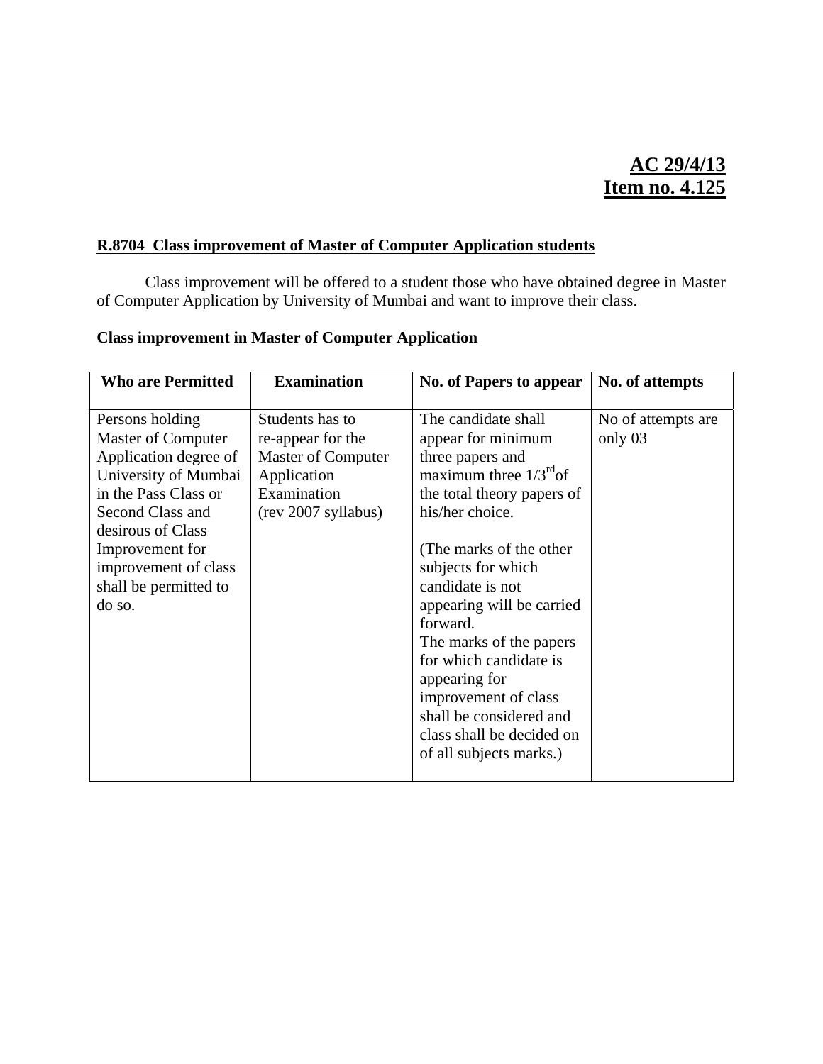**AC 29/4/13**
**Item no. 4.125**

## R.8704 Class improvement of Master of Computer Application students

Class improvement will be offered to a student those who have obtained degree in Master of Computer Application by University of Mumbai and want to improve their class.

### Class improvement in Master of Computer Application

| Who are Permitted | Examination | No. of Papers to appear | No. of attempts |
|---|---|---|---|
| Persons holding Master of Computer Application degree of University of Mumbai in the Pass Class or Second Class and desirous of Class Improvement for improvement of class shall be permitted to do so. | Students has to re-appear for the Master of Computer Application Examination (rev 2007 syllabus) | The candidate shall appear for minimum three papers and maximum three 1/3rd of the total theory papers of his/her choice.<br><br>(The marks of the other subjects for which candidate is not appearing will be carried forward.<br>The marks of the papers for which candidate is appearing for improvement of class shall be considered and class shall be decided on of all subjects marks.) | No of attempts are only 03 |